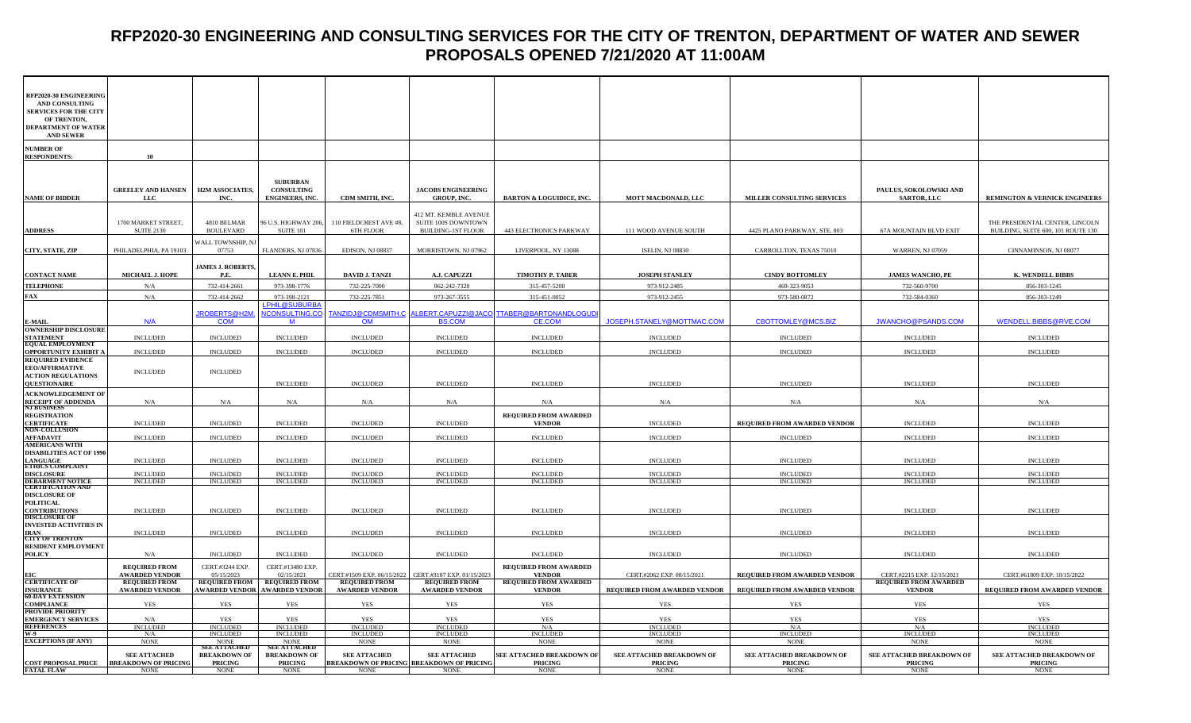# RFP2020-30 ENGINEERING AND CONSULTING SERVICES FOR THE CITY OF TRENTON, DEPARTMENT OF WATER AND SEWER
## PROPOSALS OPENED 7/21/2020 AT 11:00AM

| RFP2020-30 ENGINEERING AND CONSULTING SERVICES FOR THE CITY OF TRENTON, DEPARTMENT OF WATER AND SEWER | | | | | | | | | | |
|---|---|---|---|---|---|---|---|---|---|---|
| **NUMBER OF RESPONDENTS:** | **10** | | | | | | | | | |
| **NAME OF BIDDER** | **GREELEY AND HANSEN LLC** | **H2M ASSOCIATES, INC.** | **SUBURBAN CONSULTING ENGINEERS, INC.** | **CDM SMITH, INC.** | **JACOBS ENGINEERING GROUP, INC.** | **BARTON & LOGUIDICE, INC.** | **MOTT MACDONALD, LLC** | **MILLER CONSULTING SERVICES** | **PAULUS, SOKOLOWSKI AND SARTOR, LLC** | **REMINGTON & VERNICK ENGINEERS** |
| **ADDRESS** | 1700 MARKET STREET, SUITE 2130 | 4810 BELMAR BOULEVARD | 96 U.S. HIGHWAY 206, SUITE 101 | 110 FIELDCREST AVE #8, 6TH FLOOR | 412 MT. KEMBLE AVENUE SUITE 100S DOWNTOWN BUILDING-1ST FLOOR | 443 ELECTRONICS PARKWAY | 111 WOOD AVENUE SOUTH | 4425 PLANO PARKWAY, STE. 803 | 67A MOUNTAIN BLVD EXIT | THE PRESIDENTAL CENTER, LINCOLN BUILDING, SUITE 600, 101 ROUTE 130 |
| **CITY, STATE, ZIP** | PHILADELPHIA, PA 19103 | WALL TOWNSHIP, NJ 07753 | FLANDERS, NJ 07836 | EDISON, NJ 08837 | MORRISTOWN, NJ 07962 | LIVERPOOL, NY 13088 | ISELIN, NJ 08830 | CARROLLTON, TEXAS 75010 | WARREN, NJ 07059 | CINNAMINSON, NJ 08077 |
| **CONTACT NAME** | MICHAEL J. HOPE | JAMES J. ROBERTS, P.E. | LEANN E. PHIL | DAVID J. TANZI | A.J. CAPUZZI | TIMOTHY P. TABER | JOSEPH STANLEY | CINDY BOTTOMLEY | JAMES WANCHO, PE | K. WENDELL BIBBS |
| **TELEPHONE** | N/A | 732-414-2661 | 973-398-1776 | 732-225-7000 | 862-242-7320 | 315-457-5200 | 973-912-2485 | 469-323-9053 | 732-560-9700 | 856-303-1245 |
| **FAX** | N/A | 732-414-2662 | 973-398-2121 | 732-225-7851 | 973-267-3555 | 315-451-0052 | 973-912-2455 | 973-580-0872 | 732-584-0360 | 856-303-1249 |
| **E-MAIL** | N/A | JROBERTS@H2M.COM | LPHIL@SUBURBANCONSULTING.COM | TANZIDJ@CDMSMITH.COM | ALBERT.CAPUZZI@JACOBS.COM | TTABER@BARTONANDLOGUDICE.COM | JOSEPH.STANELY@MOTTMAC.COM | CBOTTOMLEY@MCS.BIZ | JWANCHO@PSANDS.COM | WENDELL.BIBBS@RVE.COM |
| **OWNERSHIP DISCLOSURE STATEMENT** | INCLUDED | INCLUDED | INCLUDED | INCLUDED | INCLUDED | INCLUDED | INCLUDED | INCLUDED | INCLUDED | INCLUDED |
| **EQUAL EMPLOYMENT OPPORTUNITY EXHIBIT A** | INCLUDED | INCLUDED | INCLUDED | INCLUDED | INCLUDED | INCLUDED | INCLUDED | INCLUDED | INCLUDED | INCLUDED |
| **REQUIRED EVIDENCE EEO/AFFIRMATIVE ACTION REGULATIONS QUESTIONAIRE** | INCLUDED | INCLUDED | INCLUDED | INCLUDED | INCLUDED | INCLUDED | INCLUDED | INCLUDED | INCLUDED | INCLUDED |
| **ACKNOWLEDGEMENT OF RECEIPT OF ADDENDA** | N/A | N/A | N/A | N/A | N/A | N/A | N/A | N/A | N/A | N/A |
| **NJ BUSINESS REGISTRATION CERTIFICATE** | INCLUDED | INCLUDED | INCLUDED | INCLUDED | INCLUDED | REQUIRED FROM AWARDED VENDOR | INCLUDED | REQUIRED FROM AWARDED VENDOR | INCLUDED | INCLUDED |
| **NON-COLLUSION AFFADAVIT** | INCLUDED | INCLUDED | INCLUDED | INCLUDED | INCLUDED | INCLUDED | INCLUDED | INCLUDED | INCLUDED | INCLUDED |
| **AMERICANS WITH DISABILITIES ACT OF 1990 LANGUAGE** | INCLUDED | INCLUDED | INCLUDED | INCLUDED | INCLUDED | INCLUDED | INCLUDED | INCLUDED | INCLUDED | INCLUDED |
| **ETHICS COMPLAINT DISCLOSURE** | INCLUDED | INCLUDED | INCLUDED | INCLUDED | INCLUDED | INCLUDED | INCLUDED | INCLUDED | INCLUDED | INCLUDED |
| **DEBARMENT NOTICE** | INCLUDED | INCLUDED | INCLUDED | INCLUDED | INCLUDED | INCLUDED | INCLUDED | INCLUDED | INCLUDED | INCLUDED |
| **CERTIFICATION AND DISCLOSURE OF POLITICAL CONTRIBUTIONS** | INCLUDED | INCLUDED | INCLUDED | INCLUDED | INCLUDED | INCLUDED | INCLUDED | INCLUDED | INCLUDED | INCLUDED |
| **DISCLOSURE OF INVESTED ACTIVITIES IN IRAN** | INCLUDED | INCLUDED | INCLUDED | INCLUDED | INCLUDED | INCLUDED | INCLUDED | INCLUDED | INCLUDED | INCLUDED |
| **CITY OF TRENTON RESIDENT EMPLOYMENT POLICY** | N/A | INCLUDED | INCLUDED | INCLUDED | INCLUDED | INCLUDED | INCLUDED | INCLUDED | INCLUDED | INCLUDED |
| **EIC** | REQUIRED FROM AWARDED VENDOR | CERT.#3244 EXP. 05/15/2023 | CERT.#13480 EXP. 02/15/2021 | CERT.#1509 EXP. 06/15/2022 | CERT.#3187 EXP. 01/15/2023 | REQUIRED FROM AWARDED VENDOR | CERT.#2062 EXP. 08/15/2021 | REQUIRED FROM AWARDED VENDOR | CERT.#2215 EXP. 12/15/2021 | CERT.#61809 EXP. 10/15/2022 |
| **CERTIFICATE OF INSURANCE** | REQUIRED FROM AWARDED VENDOR | REQUIRED FROM AWARDED VENDOR | REQUIRED FROM AWARDED VENDOR | REQUIRED FROM AWARDED VENDOR | REQUIRED FROM AWARDED VENDOR | REQUIRED FROM AWARDED VENDOR | REQUIRED FROM AWARDED VENDOR | REQUIRED FROM AWARDED VENDOR | REQUIRED FROM AWARDED VENDOR | REQUIRED FROM AWARDED VENDOR |
| **60-DAY EXTENSION COMPLIANCE** | YES | YES | YES | YES | YES | YES | YES | YES | YES | YES |
| **PROVIDE PRIORITY EMERGENCY SERVICES** | N/A | YES | YES | YES | YES | YES | YES | YES | YES | YES |
| **REFERENCES** | INCLUDED | INCLUDED | INCLUDED | INCLUDED | INCLUDED | N/A | INCLUDED | N/A | N/A | INCLUDED |
| **W-9** | N/A | INCLUDED | INCLUDED | INCLUDED | INCLUDED | INCLUDED | INCLUDED | INCLUDED | INCLUDED | INCLUDED |
| **EXCEPTIONS (IF ANY)** | NONE | NONE | NONE | NONE | NONE | NONE | NONE | NONE | NONE | NONE |
| **COST PROPOSAL PRICE** | SEE ATTACHED BREAKDOWN OF PRICING | SEE ATTACHED BREAKDOWN OF PRICING | SEE ATTACHED BREAKDOWN OF PRICING | SEE ATTACHED BREAKDOWN OF PRICING | SEE ATTACHED BREAKDOWN OF PRICING | SEE ATTACHED BREAKDOWN OF PRICING | SEE ATTACHED BREAKDOWN OF PRICING | SEE ATTACHED BREAKDOWN OF PRICING | SEE ATTACHED BREAKDOWN OF PRICING | SEE ATTACHED BREAKDOWN OF PRICING |
| **FATAL FLAW** | NONE | NONE | NONE | NONE | NONE | NONE | NONE | NONE | NONE | NONE |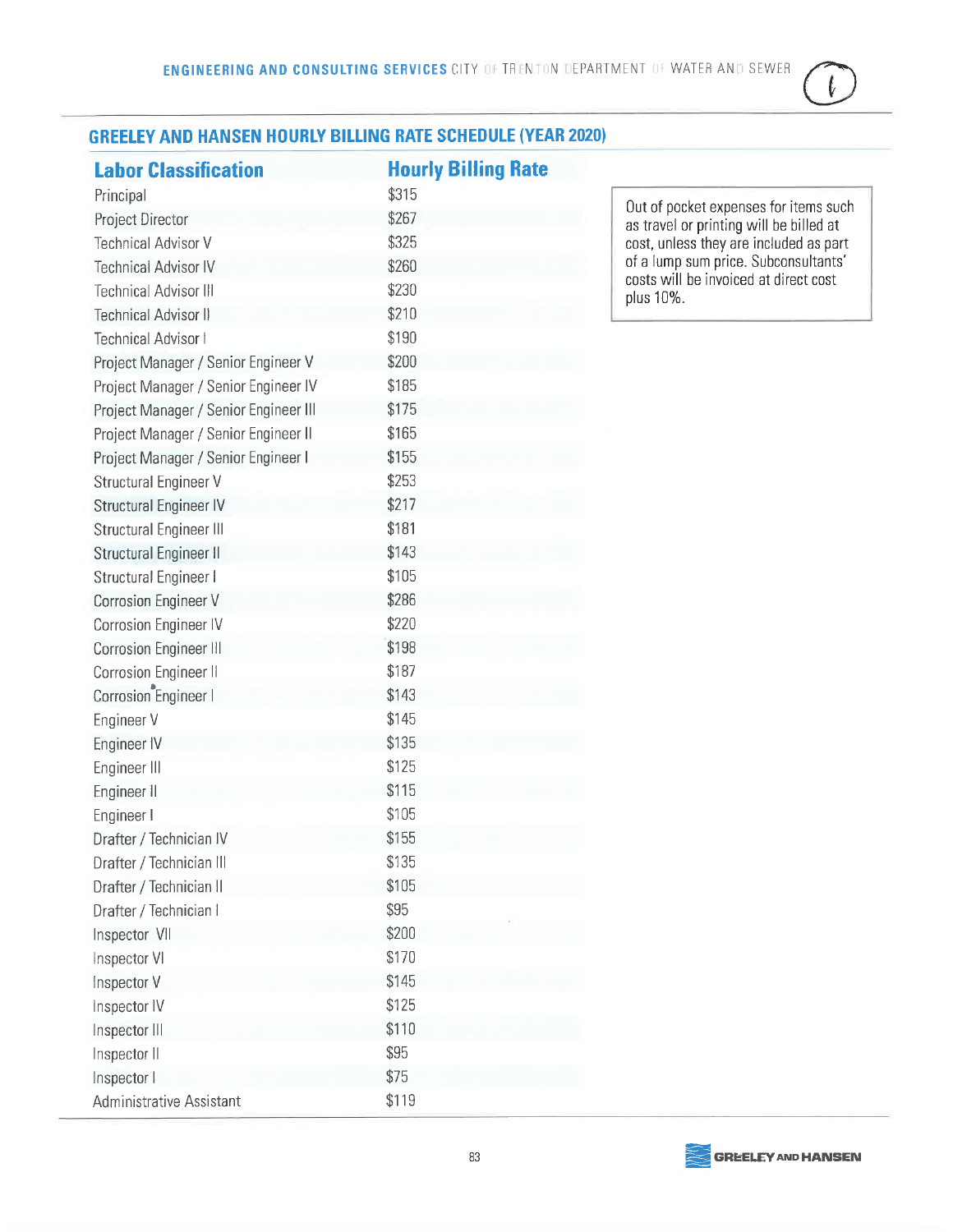## GREELEY AND HANSEN HOURLY BILLING RATE SCHEDULE (YEAR 2020)

| Labor Classification | Hourly Billing Rate |
|---|---|
| Principal | $315 |
| Project Director | $267 |
| Technical Advisor V | $325 |
| Technical Advisor IV | $260 |
| Technical Advisor III | $230 |
| Technical Advisor II | $210 |
| Technical Advisor I | $190 |
| Project Manager / Senior Engineer V | $200 |
| Project Manager / Senior Engineer IV | $185 |
| Project Manager / Senior Engineer III | $175 |
| Project Manager / Senior Engineer II | $165 |
| Project Manager / Senior Engineer I | $155 |
| Structural Engineer V | $253 |
| Structural Engineer IV | $217 |
| Structural Engineer III | $181 |
| Structural Engineer II | $143 |
| Structural Engineer I | $105 |
| Corrosion Engineer V | $286 |
| Corrosion Engineer IV | $220 |
| Corrosion Engineer III | $198 |
| Corrosion Engineer II | $187 |
| Corrosion Engineer I | $143 |
| Engineer V | $145 |
| Engineer IV | $135 |
| Engineer III | $125 |
| Engineer II | $115 |
| Engineer I | $105 |
| Drafter / Technician IV | $155 |
| Drafter / Technician III | $135 |
| Drafter / Technician II | $105 |
| Drafter / Technician I | $95 |
| Inspector VII | $200 |
| Inspector VI | $170 |
| Inspector V | $145 |
| Inspector IV | $125 |
| Inspector III | $110 |
| Inspector II | $95 |
| Inspector I | $75 |
| Administrative Assistant | $119 |

Out of pocket expenses for items such as travel or printing will be billed at cost, unless they are included as part of a lump sum price. Subconsultants' costs will be invoiced at direct cost plus 10%.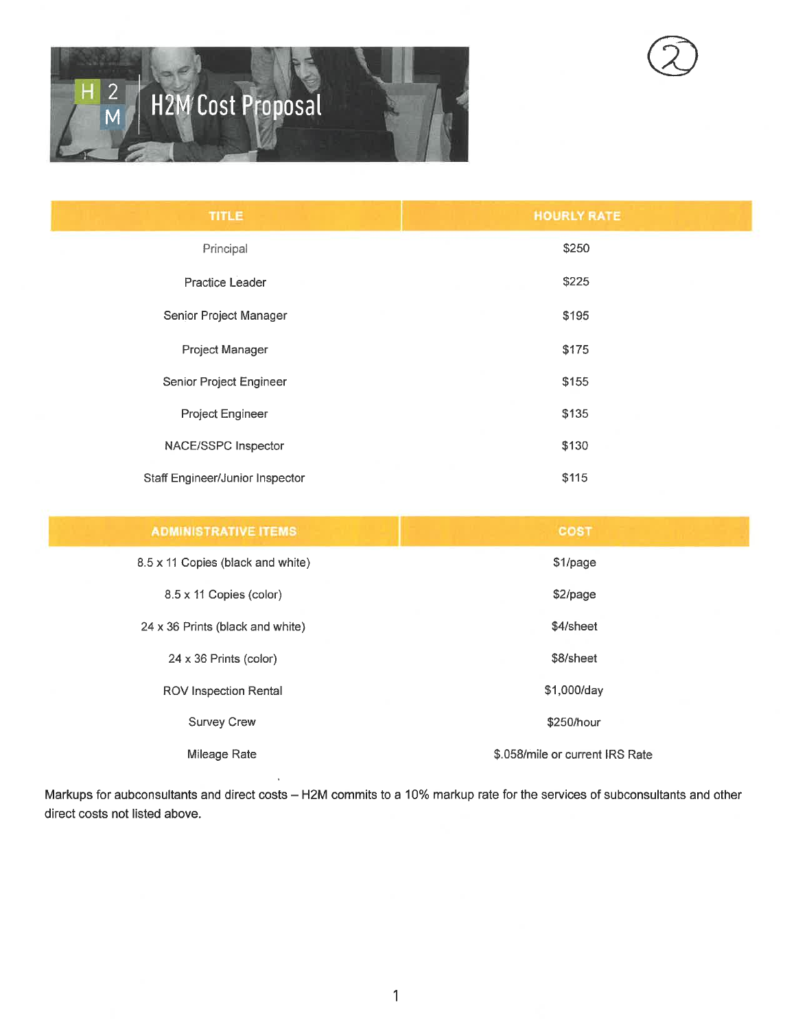# H2M Cost Proposal

| TITLE | HOURLY RATE |
|---|---|
| Principal | $250 |
| Practice Leader | $225 |
| Senior Project Manager | $195 |
| Project Manager | $175 |
| Senior Project Engineer | $155 |
| Project Engineer | $135 |
| NACE/SSPC Inspector | $130 |
| Staff Engineer/Junior Inspector | $115 |

| ADMINISTRATIVE ITEMS | COST |
|---|---|
| 8.5 x 11 Copies (black and white) | $1/page |
| 8.5 x 11 Copies (color) | $2/page |
| 24 x 36 Prints (black and white) | $4/sheet |
| 24 x 36 Prints (color) | $8/sheet |
| ROV Inspection Rental | $1,000/day |
| Survey Crew | $250/hour |
| Mileage Rate | $.058/mile or current IRS Rate |

Markups for aubconsultants and direct costs – H2M commits to a 10% markup rate for the services of subconsultants and other direct costs not listed above.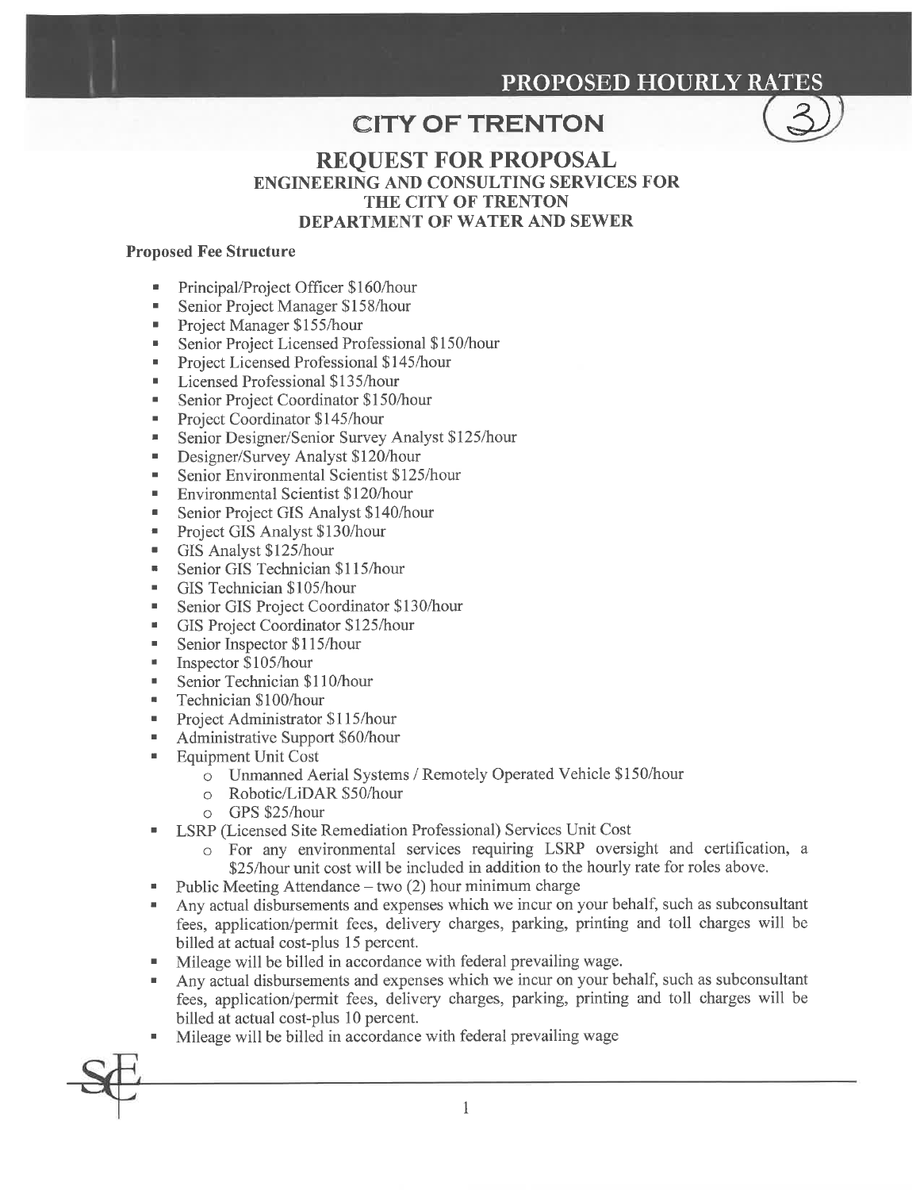# PROPOSED HOURLY RATES

## CITY OF TRENTON

### REQUEST FOR PROPOSAL
### ENGINEERING AND CONSULTING SERVICES FOR THE CITY OF TRENTON DEPARTMENT OF WATER AND SEWER

**Proposed Fee Structure**

- Principal/Project Officer $160/hour
- Senior Project Manager $158/hour
- Project Manager $155/hour
- Senior Project Licensed Professional $150/hour
- Project Licensed Professional $145/hour
- Licensed Professional $135/hour
- Senior Project Coordinator $150/hour
- Project Coordinator $145/hour
- Senior Designer/Senior Survey Analyst $125/hour
- Designer/Survey Analyst $120/hour
- Senior Environmental Scientist $125/hour
- Environmental Scientist $120/hour
- Senior Project GIS Analyst $140/hour
- Project GIS Analyst $130/hour
- GIS Analyst $125/hour
- Senior GIS Technician $115/hour
- GIS Technician $105/hour
- Senior GIS Project Coordinator $130/hour
- GIS Project Coordinator $125/hour
- Senior Inspector $115/hour
- Inspector $105/hour
- Senior Technician $110/hour
- Technician $100/hour
- Project Administrator $115/hour
- Administrative Support $60/hour
- Equipment Unit Cost
  - Unmanned Aerial Systems / Remotely Operated Vehicle $150/hour
  - Robotic/LiDAR S50/hour
  - GPS $25/hour
- LSRP (Licensed Site Remediation Professional) Services Unit Cost
  - For any environmental services requiring LSRP oversight and certification, a $25/hour unit cost will be included in addition to the hourly rate for roles above.
- Public Meeting Attendance – two (2) hour minimum charge
- Any actual disbursements and expenses which we incur on your behalf, such as subconsultant fees, application/permit fees, delivery charges, parking, printing and toll charges will be billed at actual cost-plus 15 percent.
- Mileage will be billed in accordance with federal prevailing wage.
- Any actual disbursements and expenses which we incur on your behalf, such as subconsultant fees, application/permit fees, delivery charges, parking, printing and toll charges will be billed at actual cost-plus 10 percent.
- Mileage will be billed in accordance with federal prevailing wage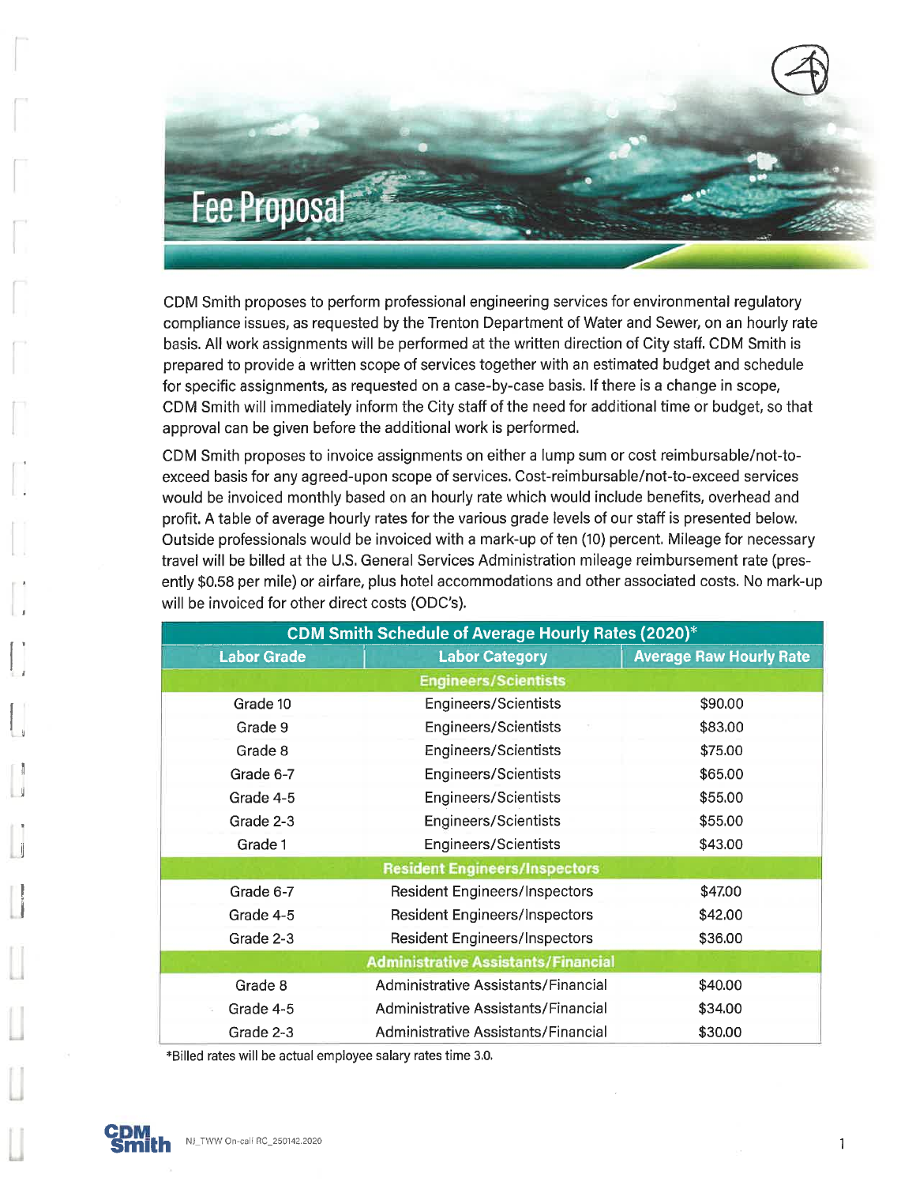# Fee Proposal

CDM Smith proposes to perform professional engineering services for environmental regulatory compliance issues, as requested by the Trenton Department of Water and Sewer, on an hourly rate basis. All work assignments will be performed at the written direction of City staff. CDM Smith is prepared to provide a written scope of services together with an estimated budget and schedule for specific assignments, as requested on a case-by-case basis. If there is a change in scope, CDM Smith will immediately inform the City staff of the need for additional time or budget, so that approval can be given before the additional work is performed.

CDM Smith proposes to invoice assignments on either a lump sum or cost reimbursable/not-to-exceed basis for any agreed-upon scope of services. Cost-reimbursable/not-to-exceed services would be invoiced monthly based on an hourly rate which would include benefits, overhead and profit. A table of average hourly rates for the various grade levels of our staff is presented below. Outside professionals would be invoiced with a mark-up of ten (10) percent. Mileage for necessary travel will be billed at the U.S. General Services Administration mileage reimbursement rate (presently $0.58 per mile) or airfare, plus hotel accommodations and other associated costs. No mark-up will be invoiced for other direct costs (ODC's).

**CDM Smith Schedule of Average Hourly Rates (2020)***

| Labor Grade | Labor Category | Average Raw Hourly Rate |
|---|---|---|
| | **Engineers/Scientists** | |
| Grade 10 | Engineers/Scientists | $90.00 |
| Grade 9 | Engineers/Scientists | $83.00 |
| Grade 8 | Engineers/Scientists | $75.00 |
| Grade 6-7 | Engineers/Scientists | $65.00 |
| Grade 4-5 | Engineers/Scientists | $55.00 |
| Grade 2-3 | Engineers/Scientists | $55.00 |
| Grade 1 | Engineers/Scientists | $43.00 |
| | **Resident Engineers/Inspectors** | |
| Grade 6-7 | Resident Engineers/Inspectors | $47.00 |
| Grade 4-5 | Resident Engineers/Inspectors | $42.00 |
| Grade 2-3 | Resident Engineers/Inspectors | $36.00 |
| | **Administrative Assistants/Financial** | |
| Grade 8 | Administrative Assistants/Financial | $40.00 |
| Grade 4-5 | Administrative Assistants/Financial | $34.00 |
| Grade 2-3 | Administrative Assistants/Financial | $30.00 |

*Billed rates will be actual employee salary rates time 3.0.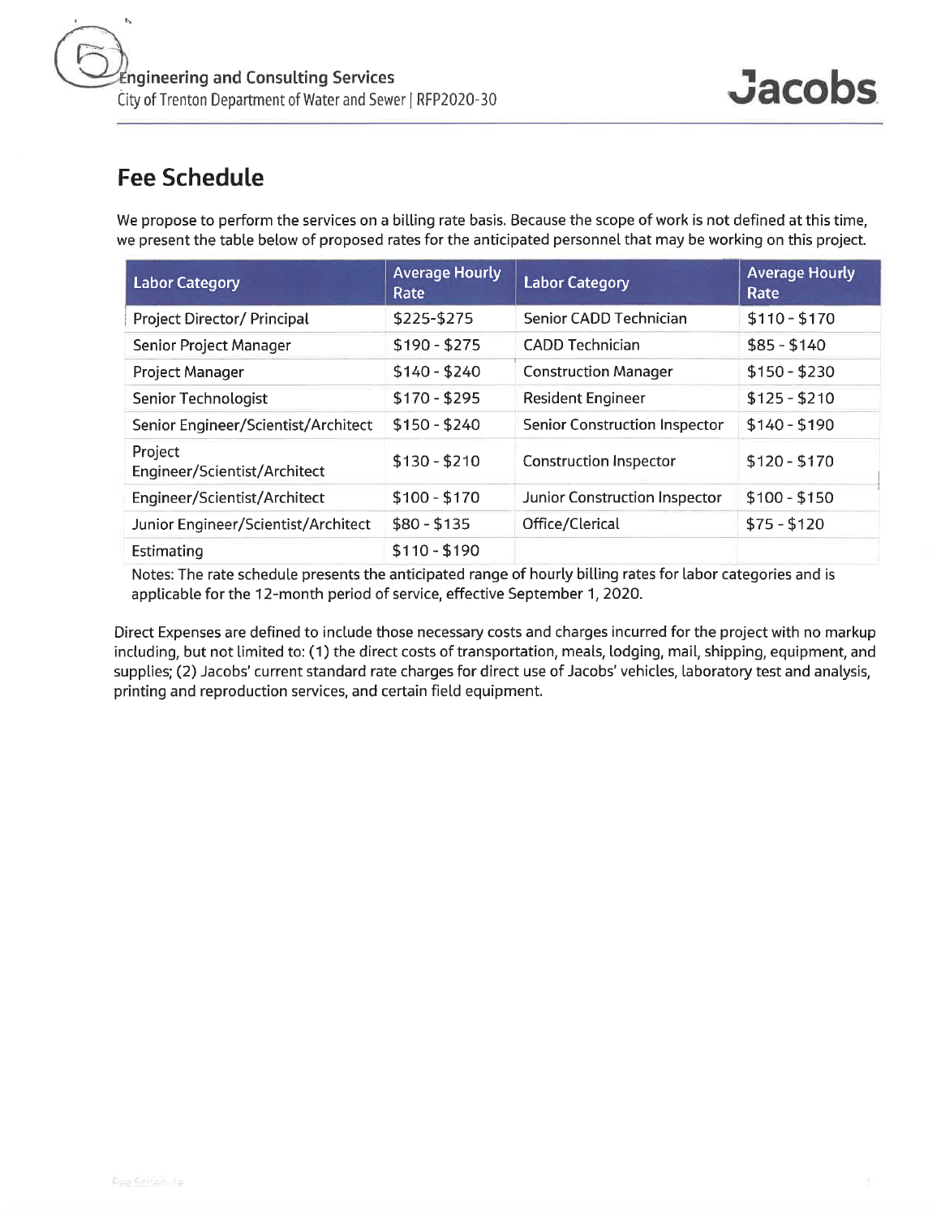## Fee Schedule

We propose to perform the services on a billing rate basis. Because the scope of work is not defined at this time, we present the table below of proposed rates for the anticipated personnel that may be working on this project.

| Labor Category | Average Hourly Rate | Labor Category | Average Hourly Rate |
|---|---|---|---|
| Project Director/ Principal | $225-$275 | Senior CADD Technician | $110 - $170 |
| Senior Project Manager | $190 - $275 | CADD Technician | $85 - $140 |
| Project Manager | $140 - $240 | Construction Manager | $150 - $230 |
| Senior Technologist | $170 - $295 | Resident Engineer | $125 - $210 |
| Senior Engineer/Scientist/Architect | $150 - $240 | Senior Construction Inspector | $140 - $190 |
| Project Engineer/Scientist/Architect | $130 - $210 | Construction Inspector | $120 - $170 |
| Engineer/Scientist/Architect | $100 - $170 | Junior Construction Inspector | $100 - $150 |
| Junior Engineer/Scientist/Architect | $80 - $135 | Office/Clerical | $75 - $120 |
| Estimating | $110 - $190 | | |

Notes: The rate schedule presents the anticipated range of hourly billing rates for labor categories and is applicable for the 12-month period of service, effective September 1, 2020.

Direct Expenses are defined to include those necessary costs and charges incurred for the project with no markup including, but not limited to: (1) the direct costs of transportation, meals, lodging, mail, shipping, equipment, and supplies; (2) Jacobs' current standard rate charges for direct use of Jacobs' vehicles, laboratory test and analysis, printing and reproduction services, and certain field equipment.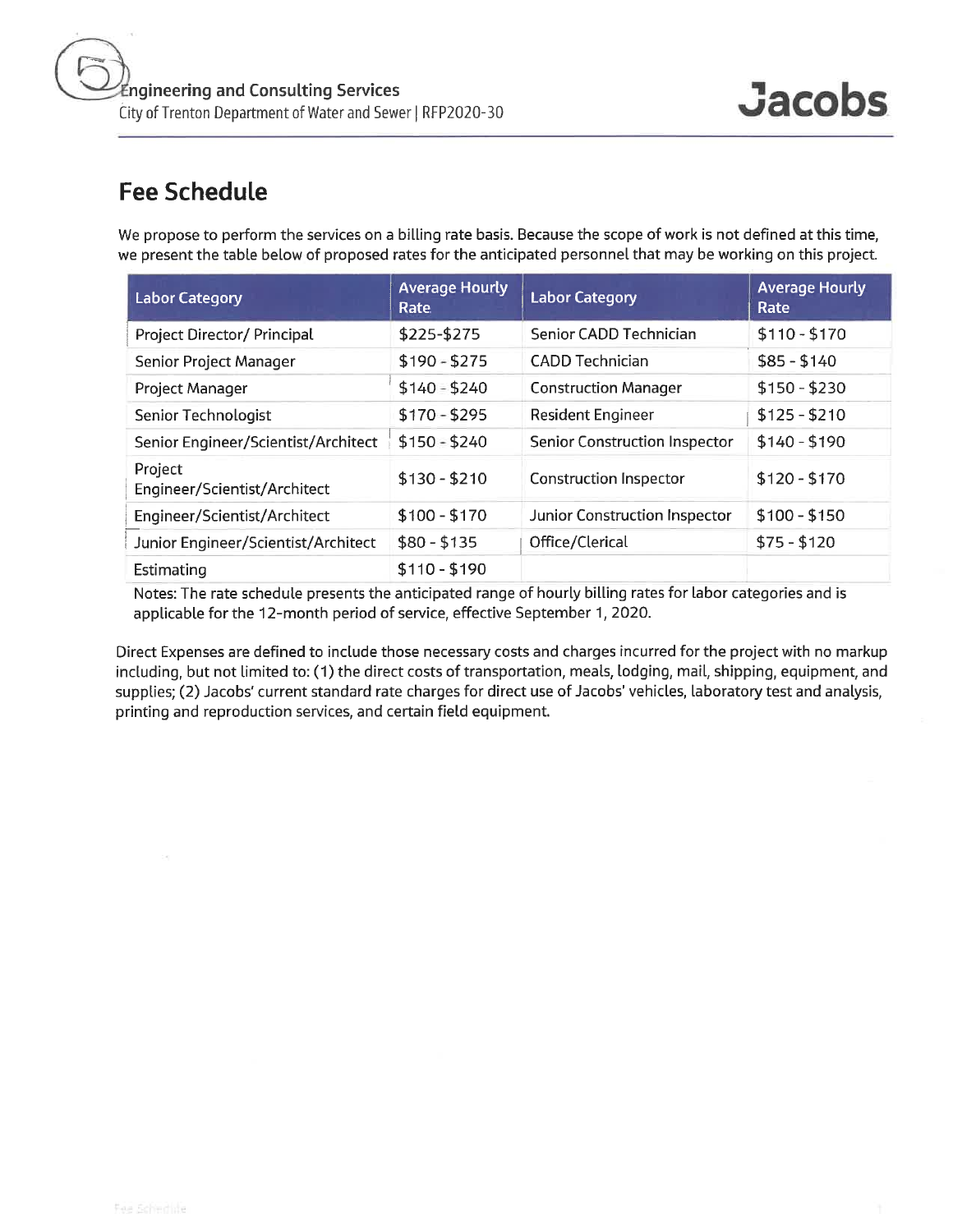## Fee Schedule

We propose to perform the services on a billing rate basis. Because the scope of work is not defined at this time, we present the table below of proposed rates for the anticipated personnel that may be working on this project.

| Labor Category | Average Hourly Rate | Labor Category | Average Hourly Rate |
|---|---|---|---|
| Project Director/ Principal | $225-$275 | Senior CADD Technician | $110 - $170 |
| Senior Project Manager | $190 - $275 | CADD Technician | $85 - $140 |
| Project Manager | $140 - $240 | Construction Manager | $150 - $230 |
| Senior Technologist | $170 - $295 | Resident Engineer | $125 - $210 |
| Senior Engineer/Scientist/Architect | $150 - $240 | Senior Construction Inspector | $140 - $190 |
| Project Engineer/Scientist/Architect | $130 - $210 | Construction Inspector | $120 - $170 |
| Engineer/Scientist/Architect | $100 - $170 | Junior Construction Inspector | $100 - $150 |
| Junior Engineer/Scientist/Architect | $80 - $135 | Office/Clerical | $75 - $120 |
| Estimating | $110 - $190 | | |

Notes: The rate schedule presents the anticipated range of hourly billing rates for labor categories and is applicable for the 12-month period of service, effective September 1, 2020.

Direct Expenses are defined to include those necessary costs and charges incurred for the project with no markup including, but not limited to: (1) the direct costs of transportation, meals, lodging, mail, shipping, equipment, and supplies; (2) Jacobs' current standard rate charges for direct use of Jacobs' vehicles, laboratory test and analysis, printing and reproduction services, and certain field equipment.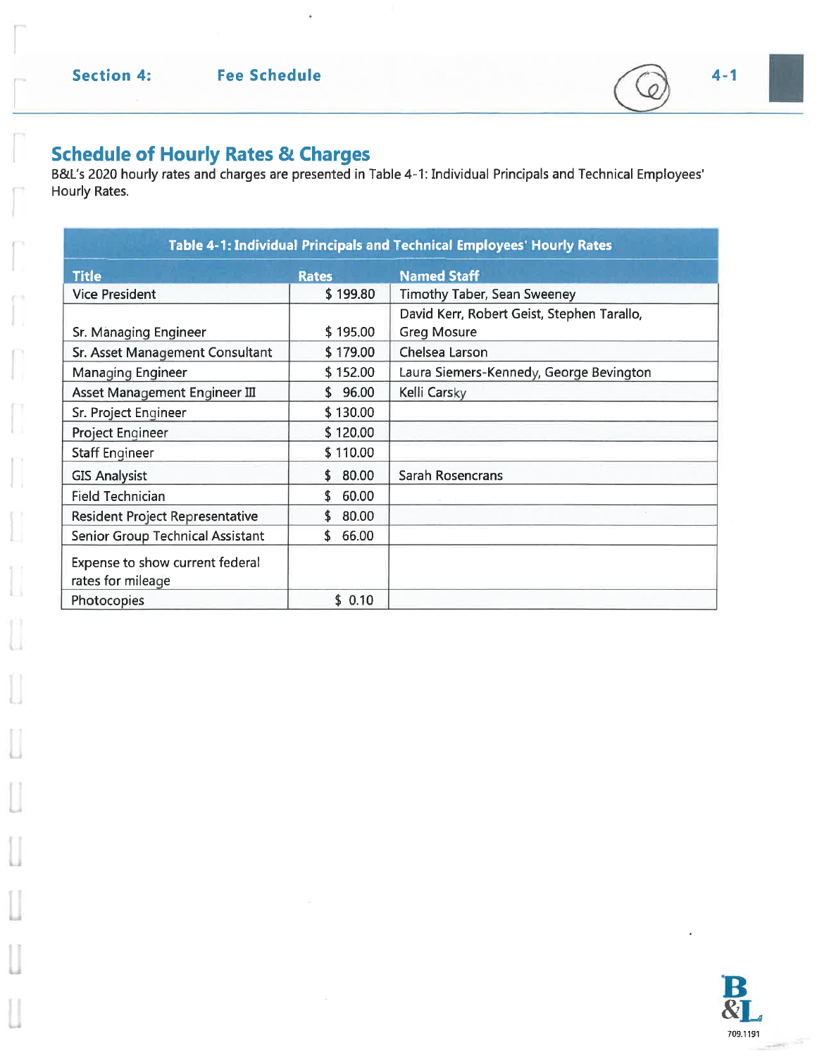## Schedule of Hourly Rates & Charges

B&L's 2020 hourly rates and charges are presented in Table 4-1: Individual Principals and Technical Employees' Hourly Rates.

| Table 4-1: Individual Principals and Technical Employees' Hourly Rates | | |
|---|---|---|
| **Title** | **Rates** | **Named Staff** |
| Vice President | $ 199.80 | Timothy Taber, Sean Sweeney |
| Sr. Managing Engineer | $ 195.00 | David Kerr, Robert Geist, Stephen Tarallo, Greg Mosure |
| Sr. Asset Management Consultant | $ 179.00 | Chelsea Larson |
| Managing Engineer | $ 152.00 | Laura Siemers-Kennedy, George Bevington |
| Asset Management Engineer III | $ 96.00 | Kelli Carsky |
| Sr. Project Engineer | $ 130.00 | |
| Project Engineer | $ 120.00 | |
| Staff Engineer | $ 110.00 | |
| GIS Analysist | $ 80.00 | Sarah Rosencrans |
| Field Technician | $ 60.00 | |
| Resident Project Representative | $ 80.00 | |
| Senior Group Technical Assistant | $ 66.00 | |
| Expense to show current federal rates for mileage | | |
| Photocopies | $ 0.10 | |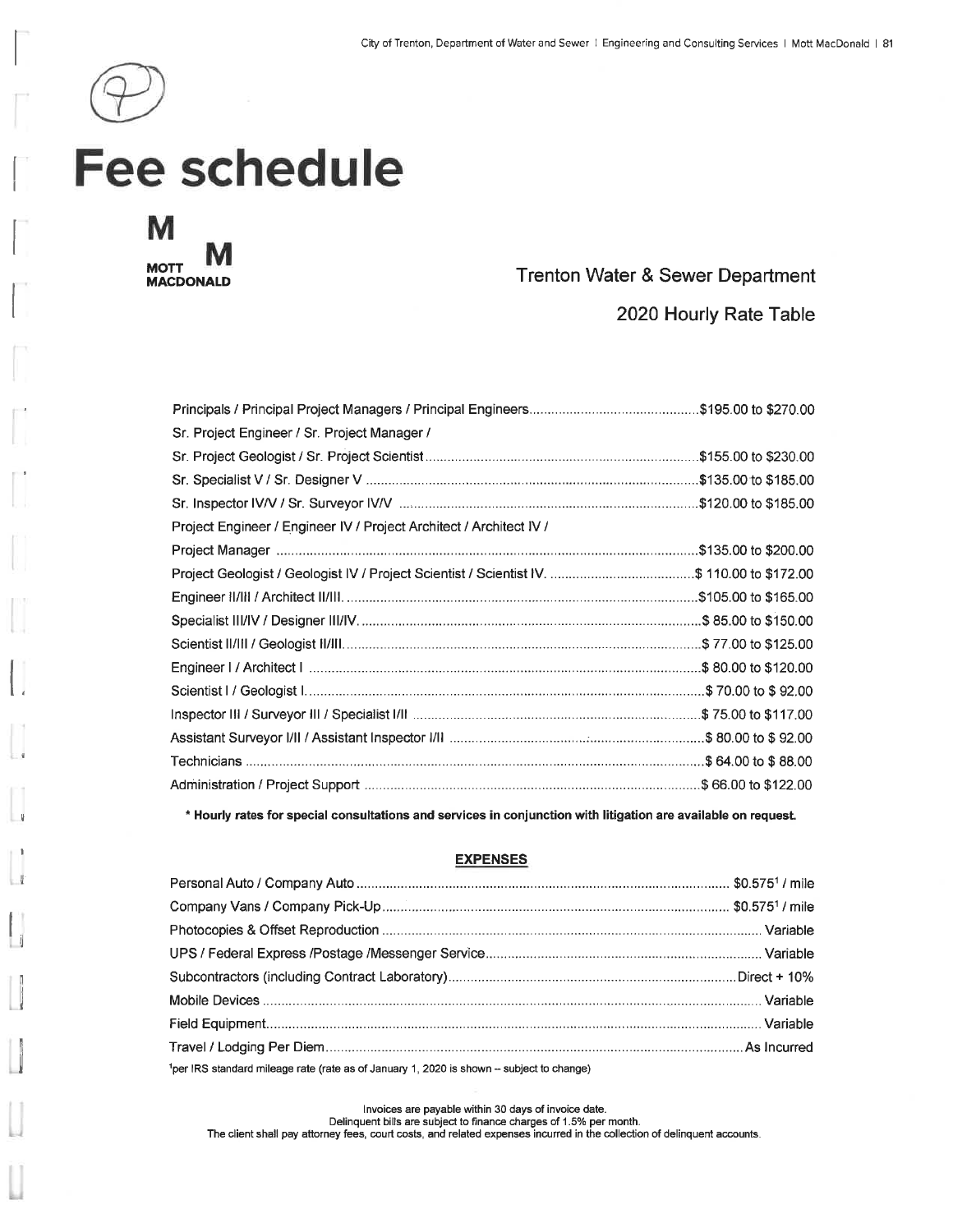# Fee schedule

MOTT MACDONALD

Trenton Water & Sewer Department

2020 Hourly Rate Table

| Position | Rate |
|---|---|
| Principals / Principal Project Managers / Principal Engineers | $195.00 to $270.00 |
| Sr. Project Engineer / Sr. Project Manager / Sr. Project Geologist / Sr. Project Scientist | $155.00 to $230.00 |
| Sr. Specialist V / Sr. Designer V | $135.00 to $185.00 |
| Sr. Inspector IV/V / Sr. Surveyor IV/V | $120.00 to $185.00 |
| Project Engineer / Engineer IV / Project Architect / Architect IV / Project Manager | $135.00 to $200.00 |
| Project Geologist / Geologist IV / Project Scientist / Scientist IV. | $ 110.00 to $172.00 |
| Engineer II/III / Architect II/III. | $105.00 to $165.00 |
| Specialist III/IV / Designer III/IV. | $ 85.00 to $150.00 |
| Scientist II/III / Geologist II/III. | $ 77.00 to $125.00 |
| Engineer I / Architect I | $ 80.00 to $120.00 |
| Scientist I / Geologist I. | $ 70.00 to $ 92.00 |
| Inspector III / Surveyor III / Specialist I/II | $ 75.00 to $117.00 |
| Assistant Surveyor I/II / Assistant Inspector I/II | $ 80.00 to $ 92.00 |
| Technicians | $ 64.00 to $ 88.00 |
| Administration / Project Support | $ 66.00 to $122.00 |

**\* Hourly rates for special consultations and services in conjunction with litigation are available on request.**

## EXPENSES

| Expense | Rate |
|---|---|
| Personal Auto / Company Auto | $0.575[1] / mile |
| Company Vans / Company Pick-Up | $0.575[1] / mile |
| Photocopies & Offset Reproduction | Variable |
| UPS / Federal Express /Postage /Messenger Service | Variable |
| Subcontractors (including Contract Laboratory) | Direct + 10% |
| Mobile Devices | Variable |
| Field Equipment | Variable |
| Travel / Lodging Per Diem | As Incurred |

[1]per IRS standard mileage rate (rate as of January 1, 2020 is shown – subject to change)

Invoices are payable within 30 days of invoice date.
Delinquent bills are subject to finance charges of 1.5% per month.
The client shall pay attorney fees, court costs, and related expenses incurred in the collection of delinquent accounts.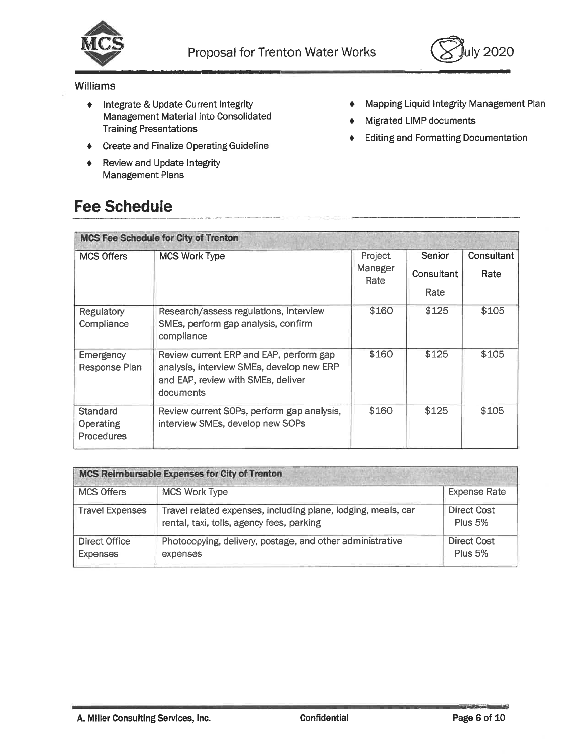Williams

- Integrate & Update Current Integrity Management Material into Consolidated Training Presentations
- Create and Finalize Operating Guideline
- Review and Update Integrity Management Plans
- Mapping Liquid Integrity Management Plan
- Migrated LIMP documents
- Editing and Formatting Documentation

# Fee Schedule

| MCS Fee Schedule for City of Trenton | | | | |
|---|---|---|---|---|
| MCS Offers | MCS Work Type | Project Manager Rate | Senior Consultant Rate | Consultant Rate |
| Regulatory Compliance | Research/assess regulations, interview SMEs, perform gap analysis, confirm compliance | $160 | $125 | $105 |
| Emergency Response Plan | Review current ERP and EAP, perform gap analysis, interview SMEs, develop new ERP and EAP, review with SMEs, deliver documents | $160 | $125 | $105 |
| Standard Operating Procedures | Review current SOPs, perform gap analysis, interview SMEs, develop new SOPs | $160 | $125 | $105 |

| MCS Reimbursable Expenses for City of Trenton | | |
|---|---|---|
| MCS Offers | MCS Work Type | Expense Rate |
| Travel Expenses | Travel related expenses, including plane, lodging, meals, car rental, taxi, tolls, agency fees, parking | Direct Cost Plus 5% |
| Direct Office Expenses | Photocopying, delivery, postage, and other administrative expenses | Direct Cost Plus 5% |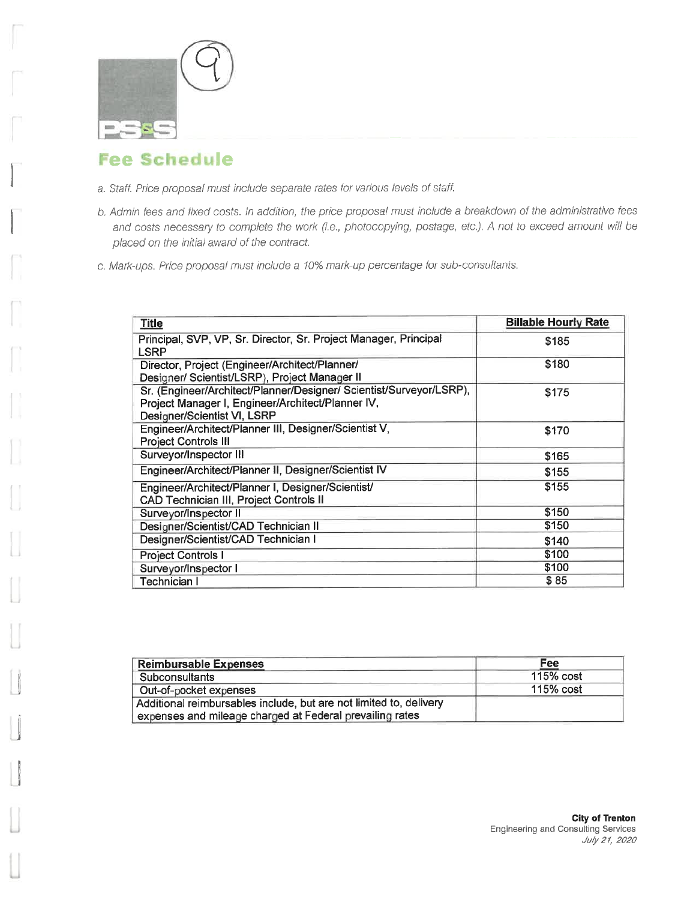PS&S

## Fee Schedule

*a. Staff. Price proposal must include separate rates for various levels of staff.*

*b. Admin fees and fixed costs. In addition, the price proposal must include a breakdown of the administrative fees and costs necessary to complete the work (i.e., photocopying, postage, etc.). A not to exceed amount will be placed on the initial award of the contract.*

*c. Mark-ups. Price proposal must include a 10% mark-up percentage for sub-consultants.*

| Title | Billable Hourly Rate |
|---|---|
| Principal, SVP, VP, Sr. Director, Sr. Project Manager, Principal LSRP | $185 |
| Director, Project (Engineer/Architect/Planner/ Designer/ Scientist/LSRP), Project Manager II | $180 |
| Sr. (Engineer/Architect/Planner/Designer/ Scientist/Surveyor/LSRP), Project Manager I, Engineer/Architect/Planner IV, Designer/Scientist VI, LSRP | $175 |
| Engineer/Architect/Planner III, Designer/Scientist V, Project Controls III | $170 |
| Surveyor/Inspector III | $165 |
| Engineer/Architect/Planner II, Designer/Scientist IV | $155 |
| Engineer/Architect/Planner I, Designer/Scientist/ CAD Technician III, Project Controls II | $155 |
| Surveyor/Inspector II | $150 |
| Designer/Scientist/CAD Technician II | $150 |
| Designer/Scientist/CAD Technician I | $140 |
| Project Controls I | $100 |
| Surveyor/Inspector I | $100 |
| Technician I | $ 85 |

| Reimbursable Expenses | Fee |
|---|---|
| Subconsultants | 115% cost |
| Out-of-pocket expenses | 115% cost |
| Additional reimbursables include, but are not limited to, delivery expenses and mileage charged at Federal prevailing rates | |

**City of Trenton**
Engineering and Consulting Services
*July 21, 2020*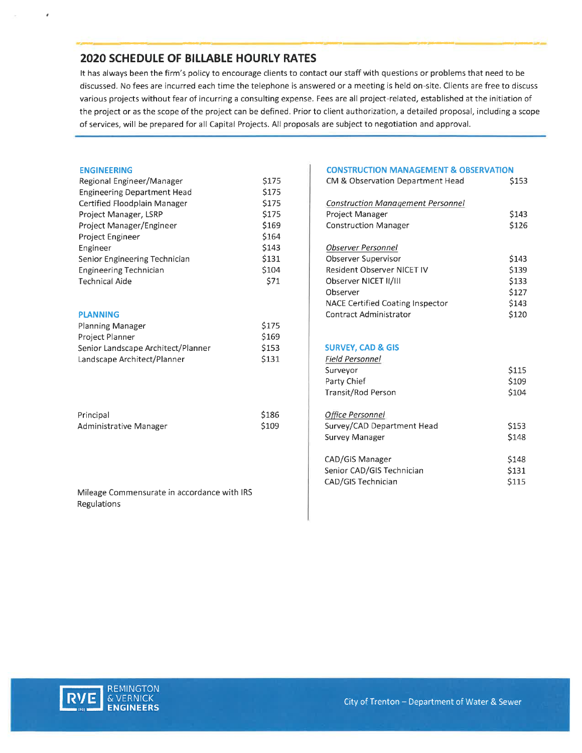## 2020 SCHEDULE OF BILLABLE HOURLY RATES

It has always been the firm's policy to encourage clients to contact our staff with questions or problems that need to be discussed. No fees are incurred each time the telephone is answered or a meeting is held on-site. Clients are free to discuss various projects without fear of incurring a consulting expense. Fees are all project-related, established at the initiation of the project or as the scope of the project can be defined. Prior to client authorization, a detailed proposal, including a scope of services, will be prepared for all Capital Projects. All proposals are subject to negotiation and approval.

### ENGINEERING

| | |
|---|---|
| Regional Engineer/Manager | $175 |
| Engineering Department Head | $175 |
| Certified Floodplain Manager | $175 |
| Project Manager, LSRP | $175 |
| Project Manager/Engineer | $169 |
| Project Engineer | $164 |
| Engineer | $143 |
| Senior Engineering Technician | $131 |
| Engineering Technician | $104 |
| Technical Aide | $71 |

### PLANNING

| | |
|---|---|
| Planning Manager | $175 |
| Project Planner | $169 |
| Senior Landscape Architect/Planner | $153 |
| Landscape Architect/Planner | $131 |

| | |
|---|---|
| Principal | $186 |
| Administrative Manager | $109 |

Mileage Commensurate in accordance with IRS Regulations

### CONSTRUCTION MANAGEMENT & OBSERVATION

| | |
|---|---|
| CM & Observation Department Head | $153 |

*Construction Management Personnel*

| | |
|---|---|
| Project Manager | $143 |
| Construction Manager | $126 |

*Observer Personnel*

| | |
|---|---|
| Observer Supervisor | $143 |
| Resident Observer NICET IV | $139 |
| Observer NICET II/III | $133 |
| Observer | $127 |
| NACE Certified Coating Inspector | $143 |
| Contract Administrator | $120 |

### SURVEY, CAD & GIS

*Field Personnel*

| | |
|---|---|
| Surveyor | $115 |
| Party Chief | $109 |
| Transit/Rod Person | $104 |

*Office Personnel*

| | |
|---|---|
| Survey/CAD Department Head | $153 |
| Survey Manager | $148 |
| CAD/GIS Manager | $148 |
| Senior CAD/GIS Technician | $131 |
| CAD/GIS Technician | $115 |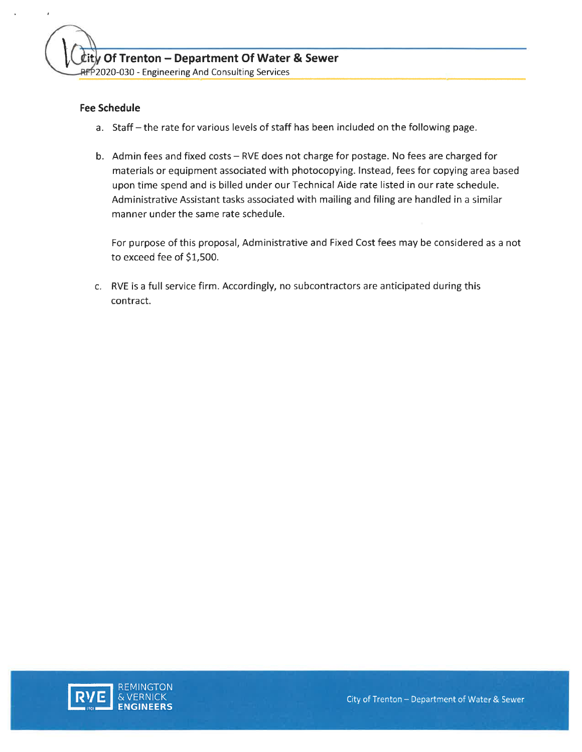## Fee Schedule

a. Staff – the rate for various levels of staff has been included on the following page.

b. Admin fees and fixed costs – RVE does not charge for postage. No fees are charged for materials or equipment associated with photocopying. Instead, fees for copying area based upon time spend and is billed under our Technical Aide rate listed in our rate schedule. Administrative Assistant tasks associated with mailing and filing are handled in a similar manner under the same rate schedule.

   For purpose of this proposal, Administrative and Fixed Cost fees may be considered as a not to exceed fee of $1,500.

c. RVE is a full service firm. Accordingly, no subcontractors are anticipated during this contract.